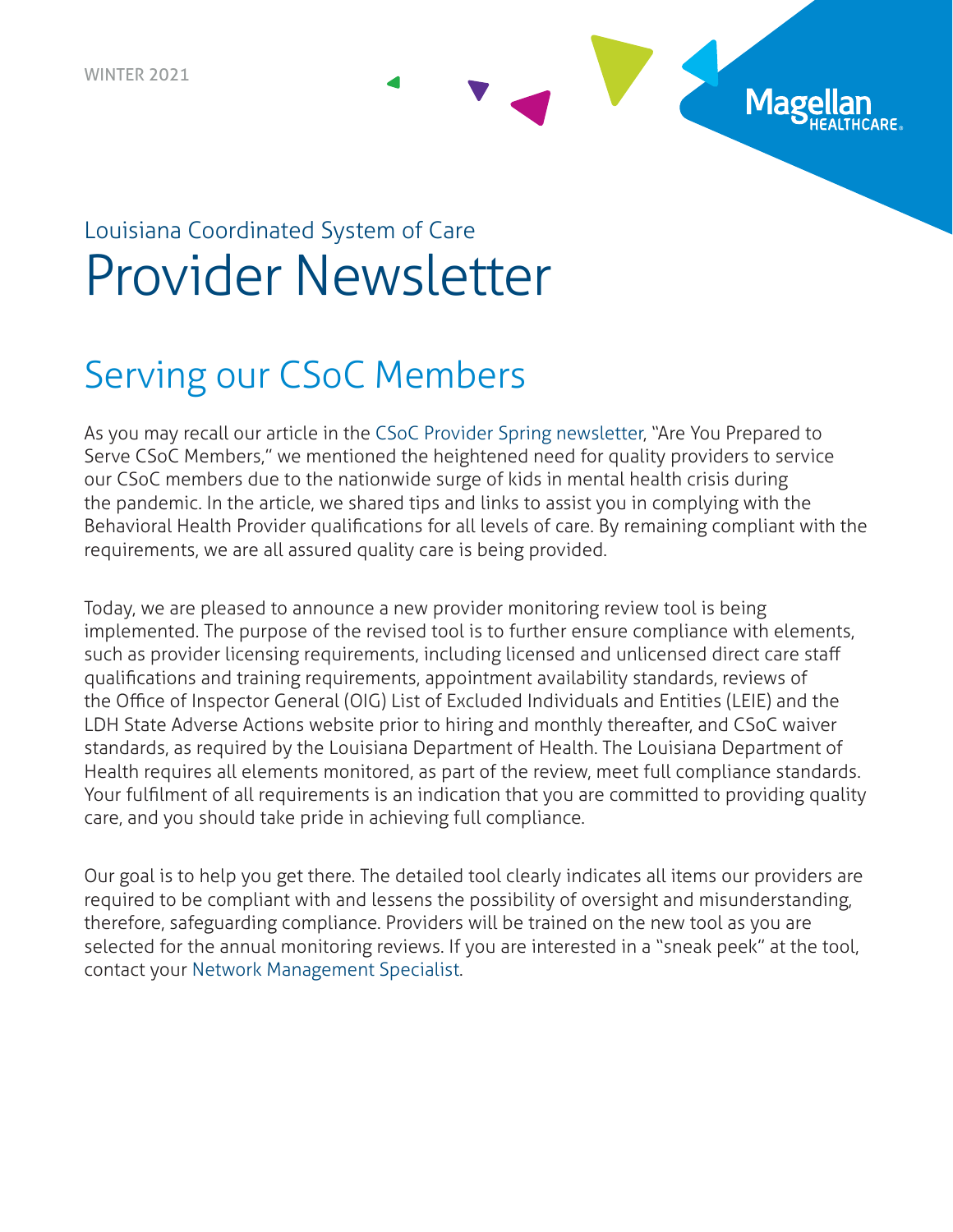WINTER 2021

Louisiana Coordinated System of Care

# Provider Newsletter

## Serving our CSoC Members

As you may recall our article in the CSoC Provider Spring newsletter, "Are You Prepared to Serve CSoC Members," we mentioned the heightened need for quality providers to service our CSoC members due to the nationwide surge of kids in mental health crisis during the pandemic. In the article, we shared tips and links to assist you in complying with the Behavioral Health Provider qualifications for all levels of care. By remaining compliant with the requirements, we are all assured quality care is being provided.

Today, we are pleased to announce a new provider monitoring review tool is being implemented. The purpose of the revised tool is to further ensure compliance with elements, such as provider licensing requirements, including licensed and unlicensed direct care staff qualifications and training requirements, appointment availability standards, reviews of the Office of Inspector General (OIG) List of Excluded Individuals and Entities (LEIE) and the LDH State Adverse Actions website prior to hiring and monthly thereafter, and CSoC waiver standards, as required by the Louisiana Department of Health. The Louisiana Department of Health requires all elements monitored, as part of the review, meet full compliance standards. Your fulfilment of all requirements is an indication that you are committed to providing quality care, and you should take pride in achieving full compliance.

Our goal is to help you get there. The detailed tool clearly indicates all items our providers are required to be compliant with and lessens the possibility of oversight and misunderstanding, therefore, safeguarding compliance. Providers will be trained on the new tool as you are selected for the annual monitoring reviews. If you are interested in a "sneak peek" at the tool, contact your Network Management Specialist.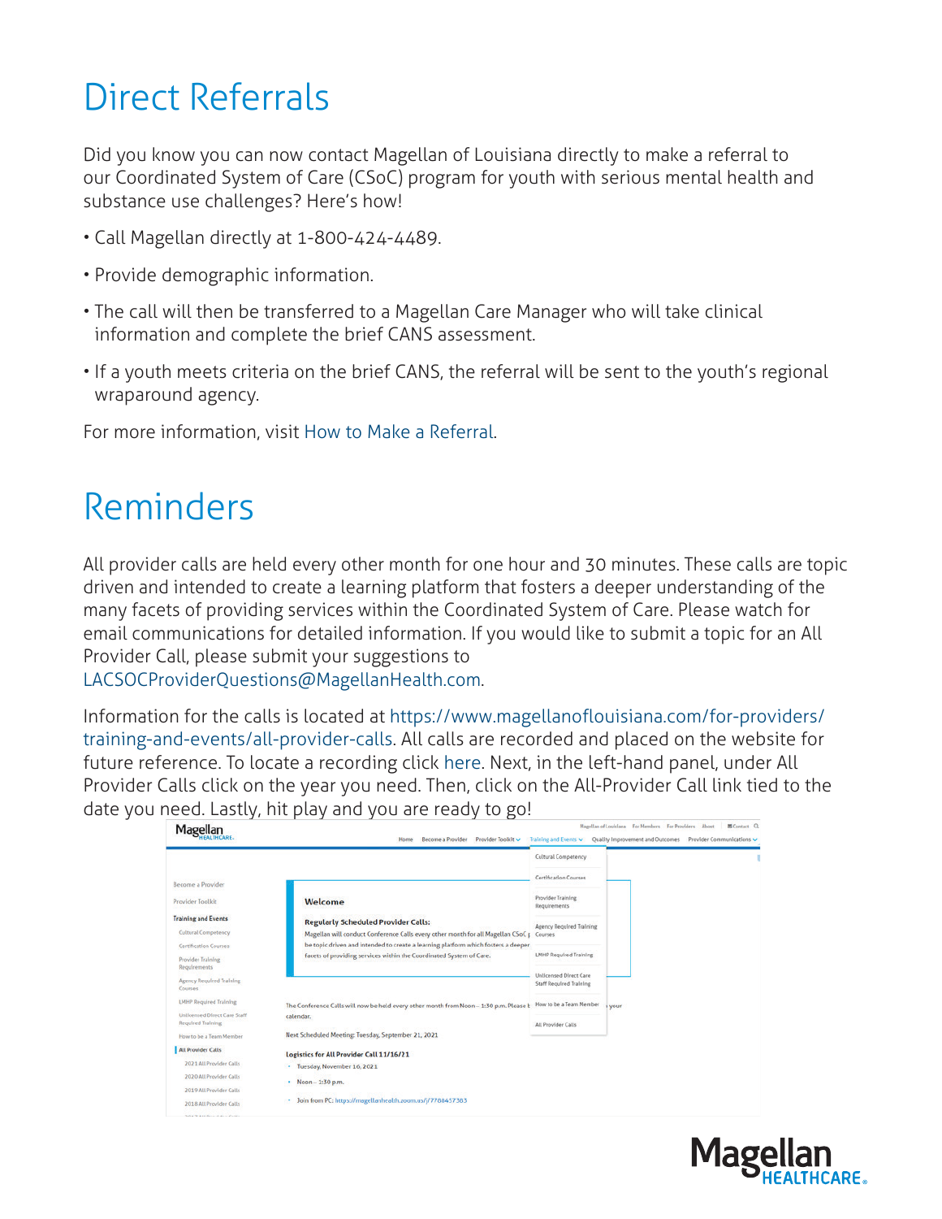# Direct Referrals

Did you know you can now contact Magellan of Louisiana directly to make a referral to our Coordinated System of Care (CSoC) program for youth with serious mental health and substance use challenges? Here's how!

- Call Magellan directly at 1-800-424-4489.
- Provide demographic information.
- The call will then be transferred to a Magellan Care Manager who will take clinical information and complete the brief CANS assessment.
- If a youth meets criteria on the brief CANS, the referral will be sent to the youth's regional wraparound agency.

For more information, visit How to Make a Referral.

# Reminders

All provider calls are held every other month for one hour and 30 minutes. These calls are topic driven and intended to create a learning platform that fosters a deeper understanding of the many facets of providing services within the Coordinated System of Care. Please watch for email communications for detailed information. If you would like to submit a topic for an All Provider Call, please submit your suggestions to LACSOCProviderQuestions@MagellanHealth.com.

Information for the calls is located at https://www.magellanoflouisiana.com/for-providers/training-and-events/all-provider-calls. All calls are recorded and placed on the website for future reference. To locate a recording click here. Next, in the left-hand panel, under All Provider Calls click on the year you need. Then, click on the All-Provider Call link tied to the date you need. Lastly, hit play and you are ready to go!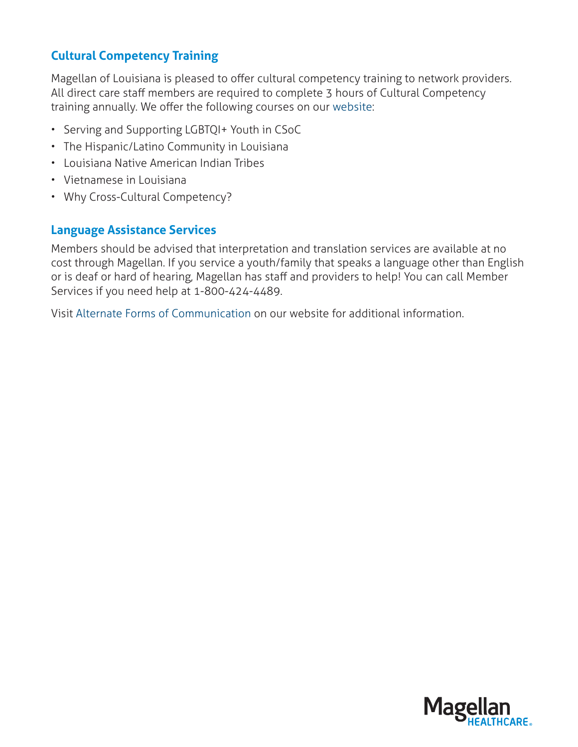## Cultural Competency Training

Magellan of Louisiana is pleased to offer cultural competency training to network providers. All direct care staff members are required to complete 3 hours of Cultural Competency training annually. We offer the following courses on our website:

- Serving and Supporting LGBTQI+ Youth in CSoC
- The Hispanic/Latino Community in Louisiana
- Louisiana Native American Indian Tribes
- Vietnamese in Louisiana
- Why Cross-Cultural Competency?

## Language Assistance Services

Members should be advised that interpretation and translation services are available at no cost through Magellan. If you service a youth/family that speaks a language other than English or is deaf or hard of hearing, Magellan has staff and providers to help! You can call Member Services if you need help at 1-800-424-4489.

Visit Alternate Forms of Communication on our website for additional information.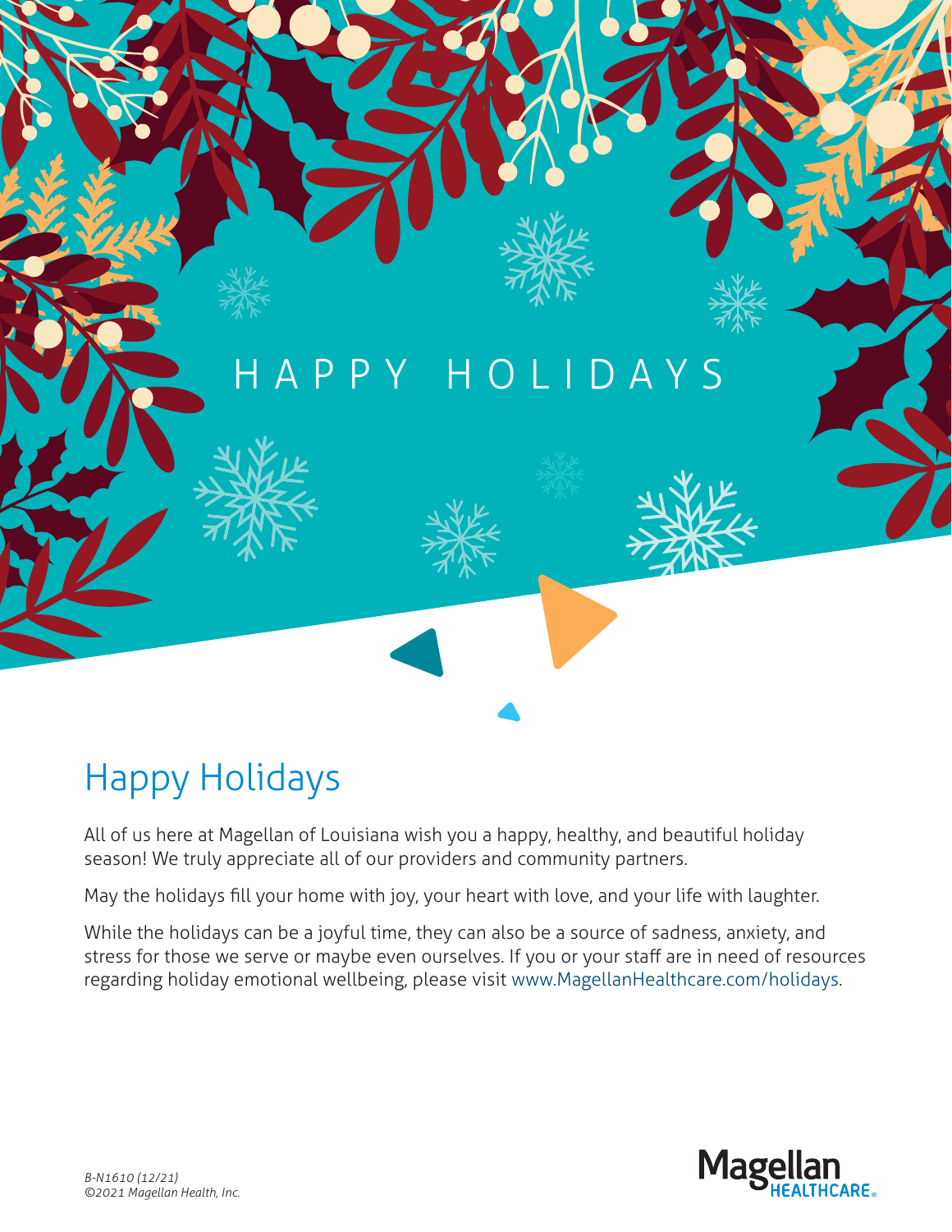HAPPY HOLIDAYS

# Happy Holidays

All of us here at Magellan of Louisiana wish you a happy, healthy, and beautiful holiday season! We truly appreciate all of our providers and community partners.

May the holidays fill your home with joy, your heart with love, and your life with laughter.

While the holidays can be a joyful time, they can also be a source of sadness, anxiety, and stress for those we serve or maybe even ourselves. If you or your staff are in need of resources regarding holiday emotional wellbeing, please visit www.MagellanHealthcare.com/holidays.

*B-N1610 (12/21)*
*©2021 Magellan Health, Inc.*

Magellan HEALTHCARE®